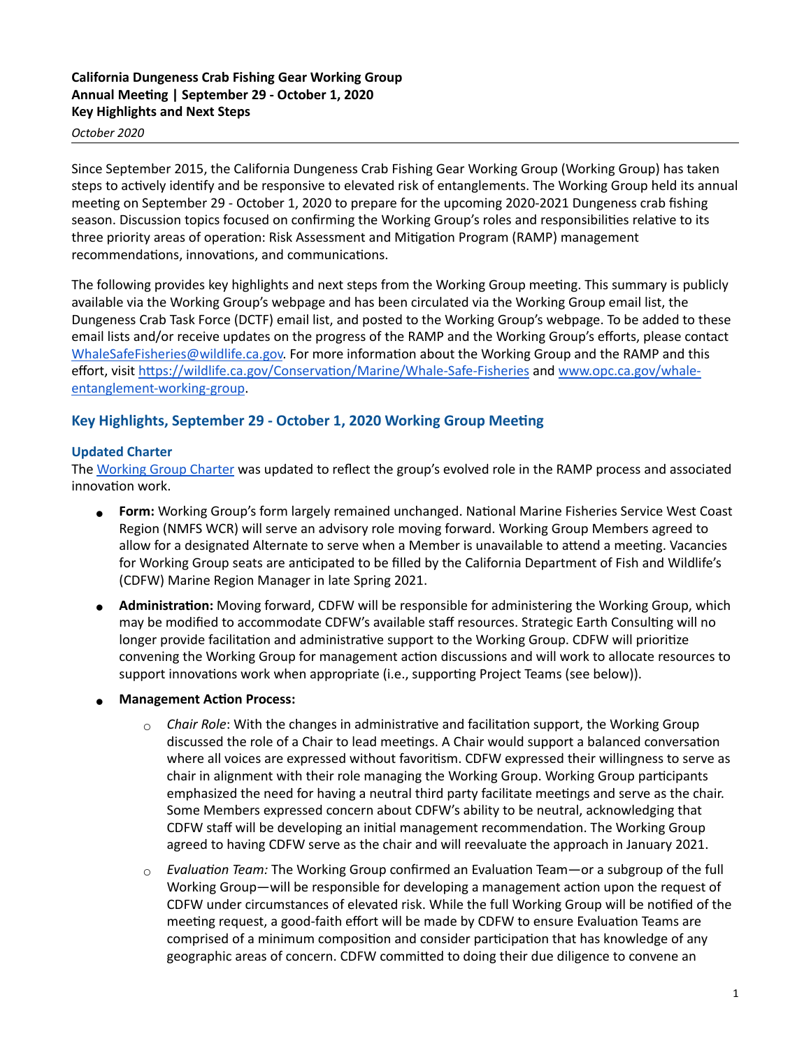**California Dungeness Crab Fishing Gear Working Group**
**Annual Meeting | September 29 - October 1, 2020**
**Key Highlights and Next Steps**

*October 2020*

Since September 2015, the California Dungeness Crab Fishing Gear Working Group (Working Group) has taken steps to actively identify and be responsive to elevated risk of entanglements. The Working Group held its annual meeting on September 29 - October 1, 2020 to prepare for the upcoming 2020-2021 Dungeness crab fishing season. Discussion topics focused on confirming the Working Group's roles and responsibilities relative to its three priority areas of operation: Risk Assessment and Mitigation Program (RAMP) management recommendations, innovations, and communications.

The following provides key highlights and next steps from the Working Group meeting. This summary is publicly available via the Working Group's webpage and has been circulated via the Working Group email list, the Dungeness Crab Task Force (DCTF) email list, and posted to the Working Group's webpage. To be added to these email lists and/or receive updates on the progress of the RAMP and the Working Group's efforts, please contact [WhaleSafeFisheries@wildlife.ca.gov](mailto:WhaleSafeFisheries@wildlife.ca.gov). For more information about the Working Group and the RAMP and this effort, visit [https://wildlife.ca.gov/Conservation/Marine/Whale-Safe-Fisheries](https://wildlife.ca.gov/Conservation/Marine/Whale-Safe-Fisheries) and [www.opc.ca.gov/whale-entanglement-working-group](http://www.opc.ca.gov/whale-entanglement-working-group).

## Key Highlights, September 29 - October 1, 2020 Working Group Meeting

### Updated Charter

The Working Group Charter was updated to reflect the group's evolved role in the RAMP process and associated innovation work.

- **Form:** Working Group's form largely remained unchanged. National Marine Fisheries Service West Coast Region (NMFS WCR) will serve an advisory role moving forward. Working Group Members agreed to allow for a designated Alternate to serve when a Member is unavailable to attend a meeting. Vacancies for Working Group seats are anticipated to be filled by the California Department of Fish and Wildlife's (CDFW) Marine Region Manager in late Spring 2021.
- **Administration:** Moving forward, CDFW will be responsible for administering the Working Group, which may be modified to accommodate CDFW's available staff resources. Strategic Earth Consulting will no longer provide facilitation and administrative support to the Working Group. CDFW will prioritize convening the Working Group for management action discussions and will work to allocate resources to support innovations work when appropriate (i.e., supporting Project Teams (see below)).
- **Management Action Process:**
  - *Chair Role*: With the changes in administrative and facilitation support, the Working Group discussed the role of a Chair to lead meetings. A Chair would support a balanced conversation where all voices are expressed without favoritism. CDFW expressed their willingness to serve as chair in alignment with their role managing the Working Group. Working Group participants emphasized the need for having a neutral third party facilitate meetings and serve as the chair. Some Members expressed concern about CDFW's ability to be neutral, acknowledging that CDFW staff will be developing an initial management recommendation. The Working Group agreed to having CDFW serve as the chair and will reevaluate the approach in January 2021.
  - *Evaluation Team:* The Working Group confirmed an Evaluation Team—or a subgroup of the full Working Group—will be responsible for developing a management action upon the request of CDFW under circumstances of elevated risk. While the full Working Group will be notified of the meeting request, a good-faith effort will be made by CDFW to ensure Evaluation Teams are comprised of a minimum composition and consider participation that has knowledge of any geographic areas of concern. CDFW committed to doing their due diligence to convene an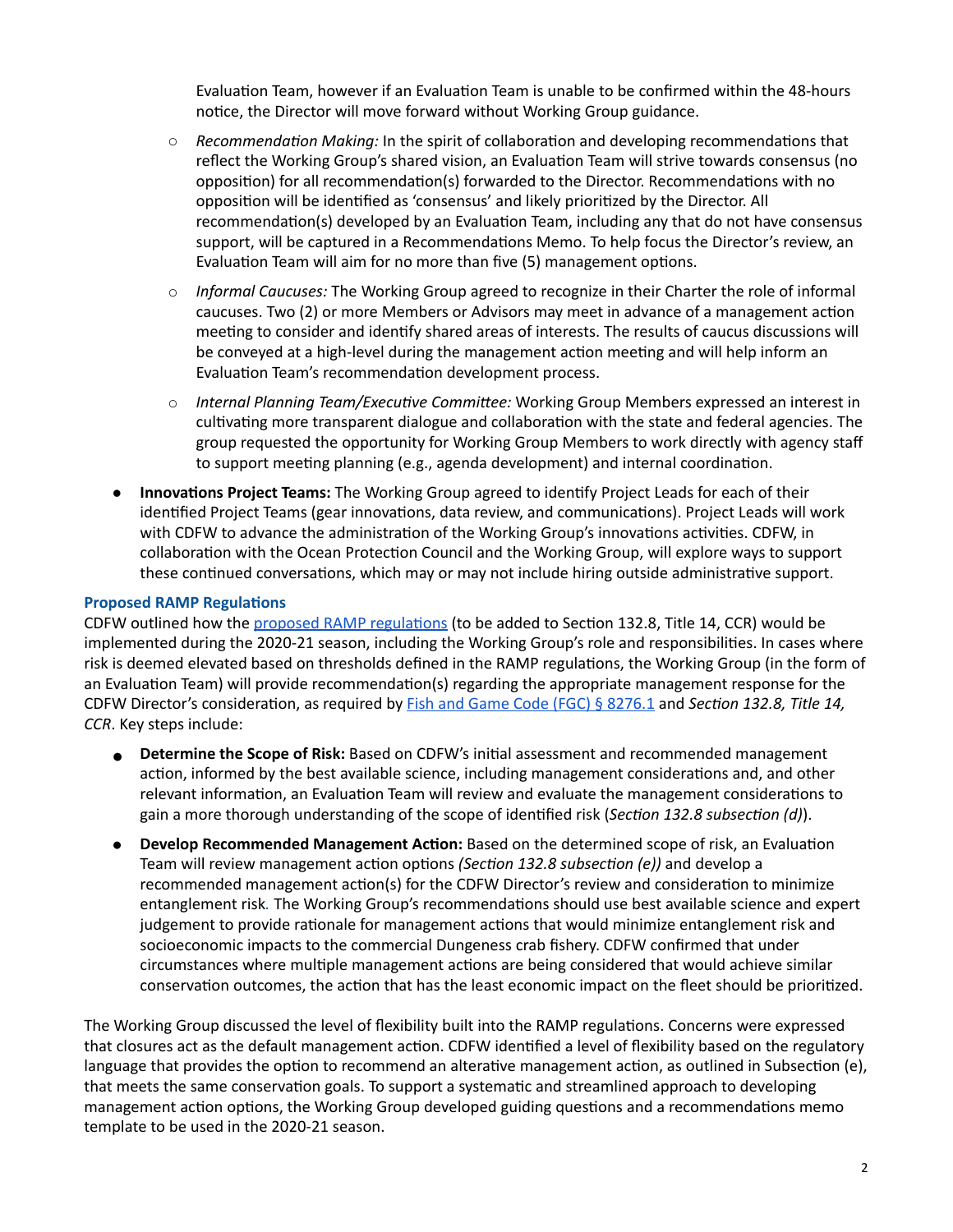Evaluation Team, however if an Evaluation Team is unable to be confirmed within the 48-hours notice, the Director will move forward without Working Group guidance.

  - *Recommendation Making:* In the spirit of collaboration and developing recommendations that reflect the Working Group's shared vision, an Evaluation Team will strive towards consensus (no opposition) for all recommendation(s) forwarded to the Director. Recommendations with no opposition will be identified as 'consensus' and likely prioritized by the Director. All recommendation(s) developed by an Evaluation Team, including any that do not have consensus support, will be captured in a Recommendations Memo. To help focus the Director's review, an Evaluation Team will aim for no more than five (5) management options.
  - *Informal Caucuses:* The Working Group agreed to recognize in their Charter the role of informal caucuses. Two (2) or more Members or Advisors may meet in advance of a management action meeting to consider and identify shared areas of interests. The results of caucus discussions will be conveyed at a high-level during the management action meeting and will help inform an Evaluation Team's recommendation development process.
  - *Internal Planning Team/Executive Committee:* Working Group Members expressed an interest in cultivating more transparent dialogue and collaboration with the state and federal agencies. The group requested the opportunity for Working Group Members to work directly with agency staff to support meeting planning (e.g., agenda development) and internal coordination.

- **Innovations Project Teams:** The Working Group agreed to identify Project Leads for each of their identified Project Teams (gear innovations, data review, and communications). Project Leads will work with CDFW to advance the administration of the Working Group's innovations activities. CDFW, in collaboration with the Ocean Protection Council and the Working Group, will explore ways to support these continued conversations, which may or may not include hiring outside administrative support.

### Proposed RAMP Regulations

CDFW outlined how the proposed RAMP regulations (to be added to Section 132.8, Title 14, CCR) would be implemented during the 2020-21 season, including the Working Group's role and responsibilities. In cases where risk is deemed elevated based on thresholds defined in the RAMP regulations, the Working Group (in the form of an Evaluation Team) will provide recommendation(s) regarding the appropriate management response for the CDFW Director's consideration, as required by Fish and Game Code (FGC) § 8276.1 and *Section 132.8, Title 14, CCR*. Key steps include:

- **Determine the Scope of Risk:** Based on CDFW's initial assessment and recommended management action, informed by the best available science, including management considerations and, and other relevant information, an Evaluation Team will review and evaluate the management considerations to gain a more thorough understanding of the scope of identified risk (*Section 132.8 subsection (d)*).
- **Develop Recommended Management Action:** Based on the determined scope of risk, an Evaluation Team will review management action options *(Section 132.8 subsection (e))* and develop a recommended management action(s) for the CDFW Director's review and consideration to minimize entanglement risk. The Working Group's recommendations should use best available science and expert judgement to provide rationale for management actions that would minimize entanglement risk and socioeconomic impacts to the commercial Dungeness crab fishery. CDFW confirmed that under circumstances where multiple management actions are being considered that would achieve similar conservation outcomes, the action that has the least economic impact on the fleet should be prioritized.

The Working Group discussed the level of flexibility built into the RAMP regulations. Concerns were expressed that closures act as the default management action. CDFW identified a level of flexibility based on the regulatory language that provides the option to recommend an alterative management action, as outlined in Subsection (e), that meets the same conservation goals. To support a systematic and streamlined approach to developing management action options, the Working Group developed guiding questions and a recommendations memo template to be used in the 2020-21 season.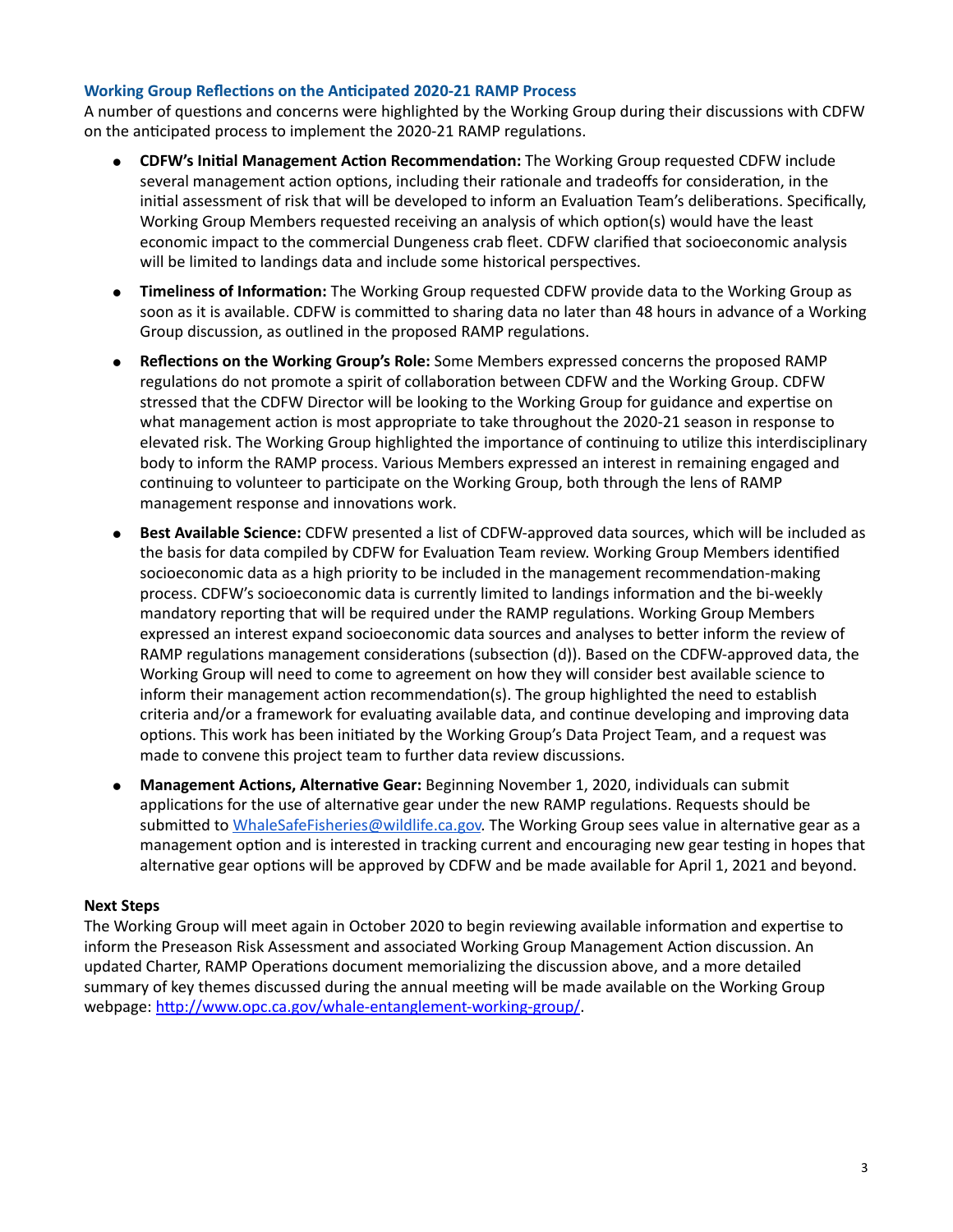### Working Group Reflections on the Anticipated 2020-21 RAMP Process

A number of questions and concerns were highlighted by the Working Group during their discussions with CDFW on the anticipated process to implement the 2020-21 RAMP regulations.

- **CDFW's Initial Management Action Recommendation:** The Working Group requested CDFW include several management action options, including their rationale and tradeoffs for consideration, in the initial assessment of risk that will be developed to inform an Evaluation Team's deliberations. Specifically, Working Group Members requested receiving an analysis of which option(s) would have the least economic impact to the commercial Dungeness crab fleet. CDFW clarified that socioeconomic analysis will be limited to landings data and include some historical perspectives.
- **Timeliness of Information:** The Working Group requested CDFW provide data to the Working Group as soon as it is available. CDFW is committed to sharing data no later than 48 hours in advance of a Working Group discussion, as outlined in the proposed RAMP regulations.
- **Reflections on the Working Group's Role:** Some Members expressed concerns the proposed RAMP regulations do not promote a spirit of collaboration between CDFW and the Working Group. CDFW stressed that the CDFW Director will be looking to the Working Group for guidance and expertise on what management action is most appropriate to take throughout the 2020-21 season in response to elevated risk. The Working Group highlighted the importance of continuing to utilize this interdisciplinary body to inform the RAMP process. Various Members expressed an interest in remaining engaged and continuing to volunteer to participate on the Working Group, both through the lens of RAMP management response and innovations work.
- **Best Available Science:** CDFW presented a list of CDFW-approved data sources, which will be included as the basis for data compiled by CDFW for Evaluation Team review. Working Group Members identified socioeconomic data as a high priority to be included in the management recommendation-making process. CDFW's socioeconomic data is currently limited to landings information and the bi-weekly mandatory reporting that will be required under the RAMP regulations. Working Group Members expressed an interest expand socioeconomic data sources and analyses to better inform the review of RAMP regulations management considerations (subsection (d)). Based on the CDFW-approved data, the Working Group will need to come to agreement on how they will consider best available science to inform their management action recommendation(s). The group highlighted the need to establish criteria and/or a framework for evaluating available data, and continue developing and improving data options. This work has been initiated by the Working Group's Data Project Team, and a request was made to convene this project team to further data review discussions.
- **Management Actions, Alternative Gear:** Beginning November 1, 2020, individuals can submit applications for the use of alternative gear under the new RAMP regulations. Requests should be submitted to WhaleSafeFisheries@wildlife.ca.gov. The Working Group sees value in alternative gear as a management option and is interested in tracking current and encouraging new gear testing in hopes that alternative gear options will be approved by CDFW and be made available for April 1, 2021 and beyond.

**Next Steps**

The Working Group will meet again in October 2020 to begin reviewing available information and expertise to inform the Preseason Risk Assessment and associated Working Group Management Action discussion. An updated Charter, RAMP Operations document memorializing the discussion above, and a more detailed summary of key themes discussed during the annual meeting will be made available on the Working Group webpage: http://www.opc.ca.gov/whale-entanglement-working-group/.